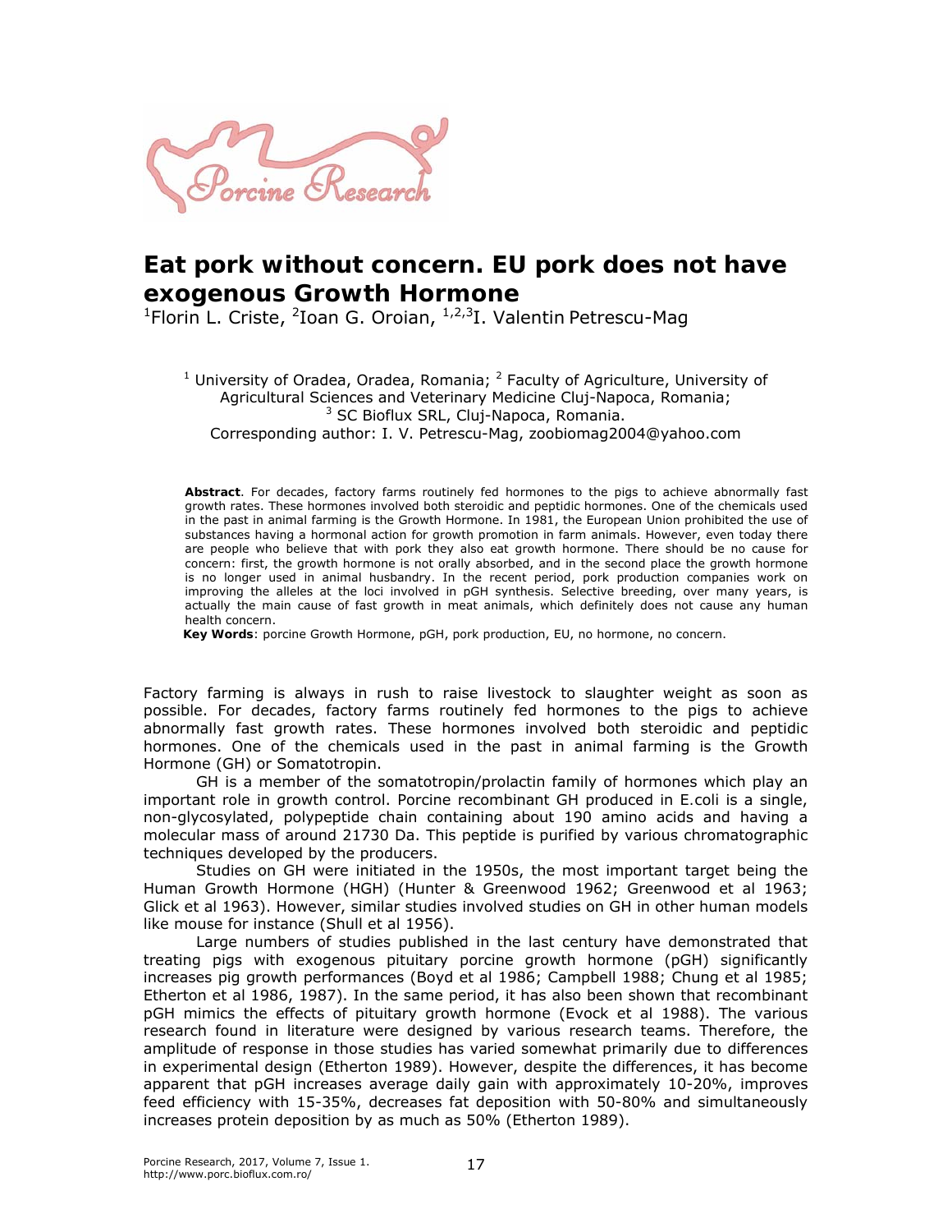# Eat pork without concern. EU pork does not have exogenous Growth Hormone

[1]Florin L. Criste, [2]Ioan G. Oroian, [1,2,3]I. Valentin Petrescu-Mag

[1] University of Oradea, Oradea, Romania; [2] Faculty of Agriculture, University of Agricultural Sciences and Veterinary Medicine Cluj-Napoca, Romania; [3] SC Bioflux SRL, Cluj-Napoca, Romania.
Corresponding author: I. V. Petrescu-Mag, zoobiomag2004@yahoo.com

**Abstract**. For decades, factory farms routinely fed hormones to the pigs to achieve abnormally fast growth rates. These hormones involved both steroidic and peptidic hormones. One of the chemicals used in the past in animal farming is the Growth Hormone. In 1981, the European Union prohibited the use of substances having a hormonal action for growth promotion in farm animals. However, even today there are people who believe that with pork they also eat growth hormone. There should be no cause for concern: first, the growth hormone is not orally absorbed, and in the second place the growth hormone is no longer used in animal husbandry. In the recent period, pork production companies work on improving the alleles at the loci involved in pGH synthesis. Selective breeding, over many years, is actually the main cause of fast growth in meat animals, which definitely does not cause any human health concern.

**Key Words**: porcine Growth Hormone, pGH, pork production, EU, no hormone, no concern.

Factory farming is always in rush to raise livestock to slaughter weight as soon as possible. For decades, factory farms routinely fed hormones to the pigs to achieve abnormally fast growth rates. These hormones involved both steroidic and peptidic hormones. One of the chemicals used in the past in animal farming is the Growth Hormone (GH) or Somatotropin.

GH is a member of the somatotropin/prolactin family of hormones which play an important role in growth control. Porcine recombinant GH produced in *E.coli* is a single, non-glycosylated, polypeptide chain containing about 190 amino acids and having a molecular mass of around 21730 Da. This peptide is purified by various chromatographic techniques developed by the producers.

Studies on GH were initiated in the 1950s, the most important target being the Human Growth Hormone (HGH) (Hunter & Greenwood 1962; Greenwood et al 1963; Glick et al 1963). However, similar studies involved studies on GH in other human models like mouse for instance (Shull et al 1956).

Large numbers of studies published in the last century have demonstrated that treating pigs with exogenous pituitary porcine growth hormone (pGH) significantly increases pig growth performances (Boyd et al 1986; Campbell 1988; Chung et al 1985; Etherton et al 1986, 1987). In the same period, it has also been shown that recombinant pGH mimics the effects of pituitary growth hormone (Evock et al 1988). The various research found in literature were designed by various research teams. Therefore, the amplitude of response in those studies has varied somewhat primarily due to differences in experimental design (Etherton 1989). However, despite the differences, it has become apparent that pGH increases average daily gain with approximately 10-20%, improves feed efficiency with 15-35%, decreases fat deposition with 50-80% and simultaneously increases protein deposition by as much as 50% (Etherton 1989).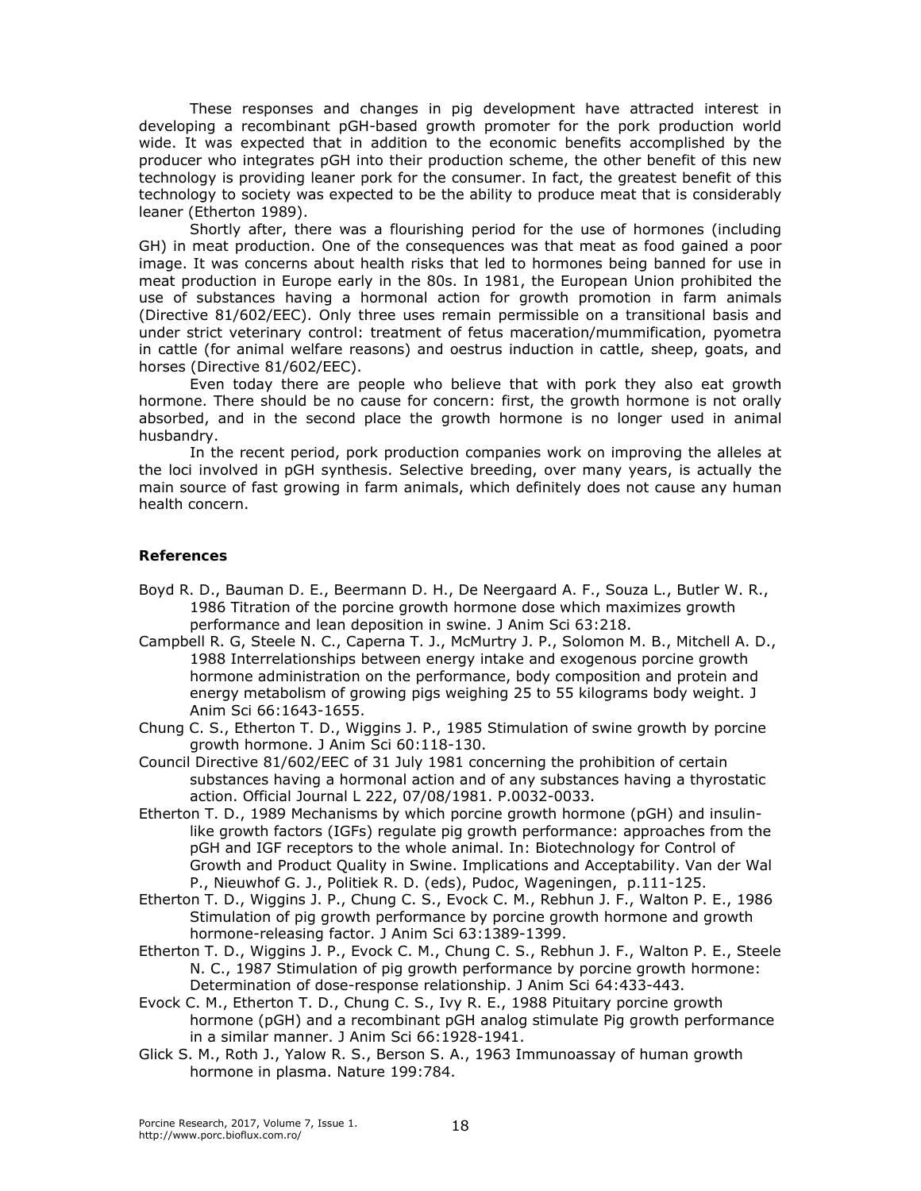These responses and changes in pig development have attracted interest in developing a recombinant pGH-based growth promoter for the pork production world wide. It was expected that in addition to the economic benefits accomplished by the producer who integrates pGH into their production scheme, the other benefit of this new technology is providing leaner pork for the consumer. In fact, the greatest benefit of this technology to society was expected to be the ability to produce meat that is considerably leaner (Etherton 1989).

Shortly after, there was a flourishing period for the use of hormones (including GH) in meat production. One of the consequences was that meat as food gained a poor image. It was concerns about health risks that led to hormones being banned for use in meat production in Europe early in the 80s. In 1981, the European Union prohibited the use of substances having a hormonal action for growth promotion in farm animals (Directive 81/602/EEC). Only three uses remain permissible on a transitional basis and under strict veterinary control: treatment of fetus maceration/mummification, pyometra in cattle (for animal welfare reasons) and oestrus induction in cattle, sheep, goats, and horses (Directive 81/602/EEC).

Even today there are people who believe that with pork they also eat growth hormone. There should be no cause for concern: first, the growth hormone is not orally absorbed, and in the second place the growth hormone is no longer used in animal husbandry.

In the recent period, pork production companies work on improving the alleles at the loci involved in pGH synthesis. Selective breeding, over many years, is actually the main source of fast growing in farm animals, which definitely does not cause any human health concern.

### References

Boyd R. D., Bauman D. E., Beermann D. H., De Neergaard A. F., Souza L., Butler W. R., 1986 Titration of the porcine growth hormone dose which maximizes growth performance and lean deposition in swine. J Anim Sci 63:218.

Campbell R. G, Steele N. C., Caperna T. J., McMurtry J. P., Solomon M. B., Mitchell A. D., 1988 Interrelationships between energy intake and exogenous porcine growth hormone administration on the performance, body composition and protein and energy metabolism of growing pigs weighing 25 to 55 kilograms body weight. J Anim Sci 66:1643-1655.

Chung C. S., Etherton T. D., Wiggins J. P., 1985 Stimulation of swine growth by porcine growth hormone. J Anim Sci 60:118-130.

Council Directive 81/602/EEC of 31 July 1981 concerning the prohibition of certain substances having a hormonal action and of any substances having a thyrostatic action. Official Journal L 222, 07/08/1981. P.0032-0033.

Etherton T. D., 1989 Mechanisms by which porcine growth hormone (pGH) and insulin-like growth factors (IGFs) regulate pig growth performance: approaches from the pGH and IGF receptors to the whole animal. In: Biotechnology for Control of Growth and Product Quality in Swine. Implications and Acceptability. Van der Wal P., Nieuwhof G. J., Politiek R. D. (eds), Pudoc, Wageningen, p.111-125.

Etherton T. D., Wiggins J. P., Chung C. S., Evock C. M., Rebhun J. F., Walton P. E., 1986 Stimulation of pig growth performance by porcine growth hormone and growth hormone-releasing factor. J Anim Sci 63:1389-1399.

Etherton T. D., Wiggins J. P., Evock C. M., Chung C. S., Rebhun J. F., Walton P. E., Steele N. C., 1987 Stimulation of pig growth performance by porcine growth hormone: Determination of dose-response relationship. J Anim Sci 64:433-443.

Evock C. M., Etherton T. D., Chung C. S., Ivy R. E., 1988 Pituitary porcine growth hormone (pGH) and a recombinant pGH analog stimulate Pig growth performance in a similar manner. J Anim Sci 66:1928-1941.

Glick S. M., Roth J., Yalow R. S., Berson S. A., 1963 Immunoassay of human growth hormone in plasma. Nature 199:784.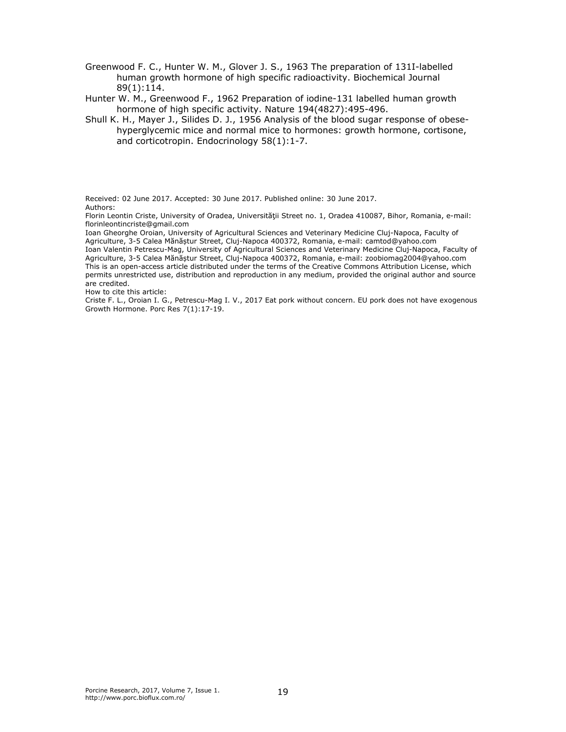Greenwood F. C., Hunter W. M., Glover J. S., 1963 The preparation of 131I-labelled human growth hormone of high specific radioactivity. Biochemical Journal 89(1):114.

Hunter W. M., Greenwood F., 1962 Preparation of iodine-131 labelled human growth hormone of high specific activity. Nature 194(4827):495-496.

Shull K. H., Mayer J., Silides D. J., 1956 Analysis of the blood sugar response of obese-hyperglycemic mice and normal mice to hormones: growth hormone, cortisone, and corticotropin. Endocrinology 58(1):1-7.

Received: 02 June 2017. Accepted: 30 June 2017. Published online: 30 June 2017.

Authors:

Florin Leontin Criste, University of Oradea, Universităţii Street no. 1, Oradea 410087, Bihor, Romania, e-mail: florinleontincriste@gmail.com

Ioan Gheorghe Oroian, University of Agricultural Sciences and Veterinary Medicine Cluj-Napoca, Faculty of Agriculture, 3-5 Calea Mănăştur Street, Cluj-Napoca 400372, Romania, e-mail: camtod@yahoo.com

Ioan Valentin Petrescu-Mag, University of Agricultural Sciences and Veterinary Medicine Cluj-Napoca, Faculty of Agriculture, 3-5 Calea Mănăştur Street, Cluj-Napoca 400372, Romania, e-mail: zoobiomag2004@yahoo.com

This is an open-access article distributed under the terms of the Creative Commons Attribution License, which permits unrestricted use, distribution and reproduction in any medium, provided the original author and source are credited.

How to cite this article:

Criste F. L., Oroian I. G., Petrescu-Mag I. V., 2017 Eat pork without concern. EU pork does not have exogenous Growth Hormone. Porc Res 7(1):17-19.